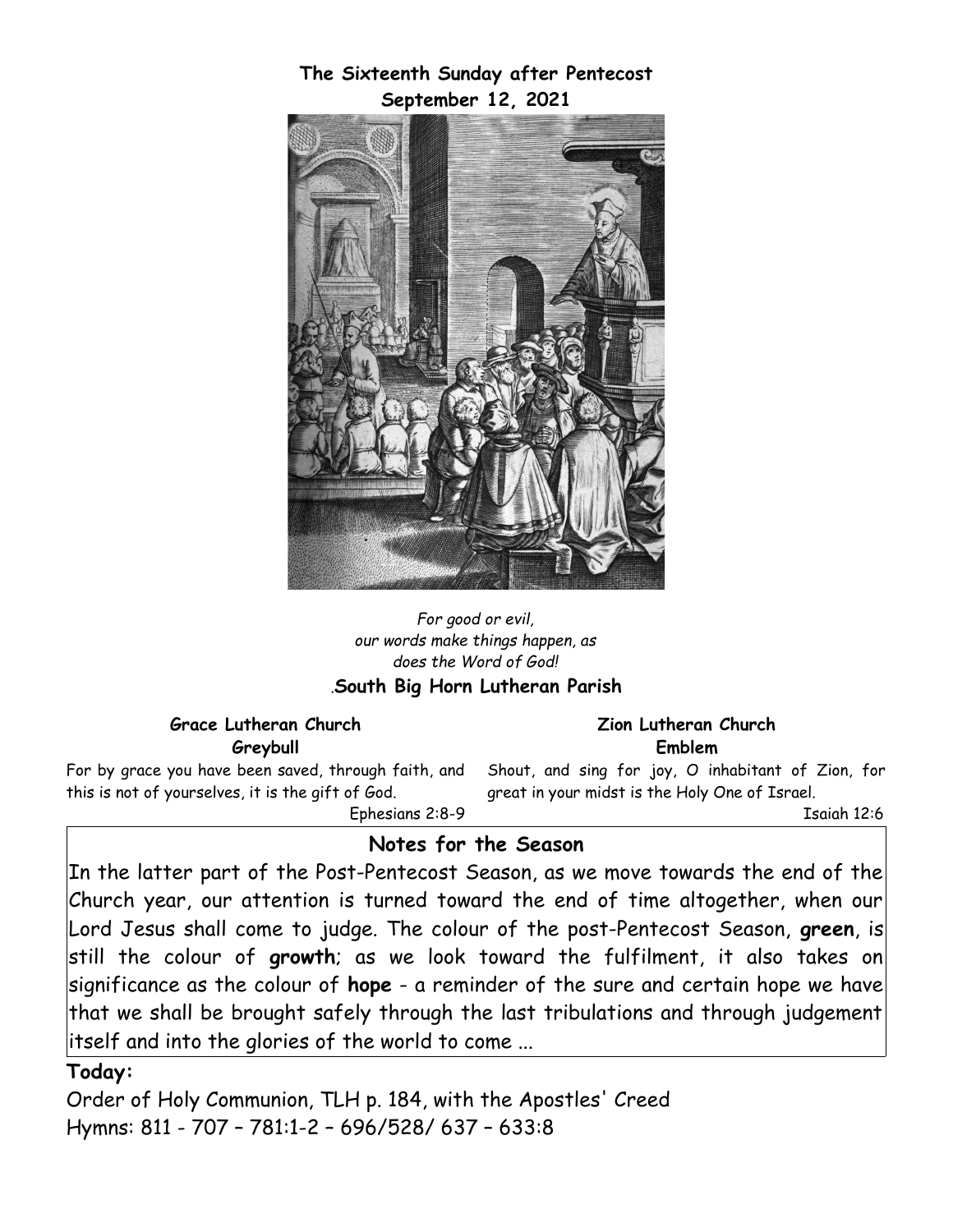**The Sixteenth Sunday after Pentecost**
**September 12, 2021**

*For good or evil,*
*our words make things happen, as*
*does the Word of God!*

.**South Big Horn Lutheran Parish**

**Grace Lutheran Church**
**Greybull**

For by grace you have been saved, through faith, and this is not of yourselves, it is the gift of God.
Ephesians 2:8-9

**Zion Lutheran Church**
**Emblem**

Shout, and sing for joy, O inhabitant of Zion, for great in your midst is the Holy One of Israel.
Isaiah 12:6

## Notes for the Season

In the latter part of the Post-Pentecost Season, as we move towards the end of the Church year, our attention is turned toward the end of time altogether, when our Lord Jesus shall come to judge. The colour of the post-Pentecost Season, **green**, is still the colour of **growth**; as we look toward the fulfilment, it also takes on significance as the colour of **hope** - a reminder of the sure and certain hope we have that we shall be brought safely through the last tribulations and through judgement itself and into the glories of the world to come ...

**Today:**

Order of Holy Communion, TLH p. 184, with the Apostles' Creed
Hymns: 811 - 707 – 781:1-2 – 696/528/ 637 – 633:8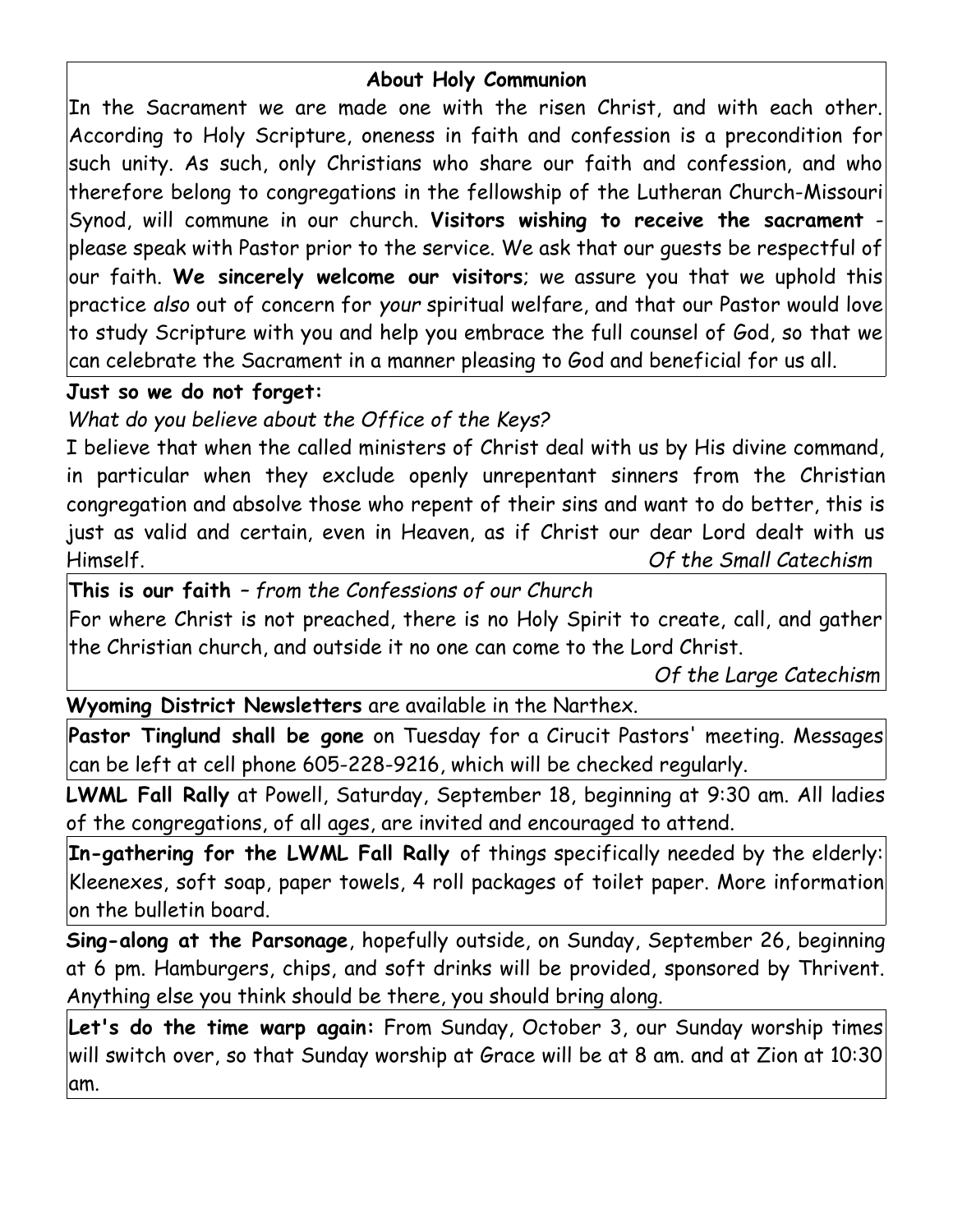## About Holy Communion

In the Sacrament we are made one with the risen Christ, and with each other. According to Holy Scripture, oneness in faith and confession is a precondition for such unity. As such, only Christians who share our faith and confession, and who therefore belong to congregations in the fellowship of the Lutheran Church-Missouri Synod, will commune in our church. **Visitors wishing to receive the sacrament** - please speak with Pastor prior to the service. We ask that our guests be respectful of our faith. **We sincerely welcome our visitors**; we assure you that we uphold this practice *also* out of concern for *your* spiritual welfare, and that our Pastor would love to study Scripture with you and help you embrace the full counsel of God, so that we can celebrate the Sacrament in a manner pleasing to God and beneficial for us all.

**Just so we do not forget:**

*What do you believe about the Office of the Keys?*

I believe that when the called ministers of Christ deal with us by His divine command, in particular when they exclude openly unrepentant sinners from the Christian congregation and absolve those who repent of their sins and want to do better, this is just as valid and certain, even in Heaven, as if Christ our dear Lord dealt with us Himself. *Of the Small Catechism*

**This is our faith** – *from the Confessions of our Church*

For where Christ is not preached, there is no Holy Spirit to create, call, and gather the Christian church, and outside it no one can come to the Lord Christ.

*Of the Large Catechism*

**Wyoming District Newsletters** are available in the Narthex.

**Pastor Tinglund shall be gone** on Tuesday for a Cirucit Pastors' meeting. Messages can be left at cell phone 605-228-9216, which will be checked regularly.

**LWML Fall Rally** at Powell, Saturday, September 18, beginning at 9:30 am. All ladies of the congregations, of all ages, are invited and encouraged to attend.

**In-gathering for the LWML Fall Rally** of things specifically needed by the elderly: Kleenexes, soft soap, paper towels, 4 roll packages of toilet paper. More information on the bulletin board.

**Sing-along at the Parsonage**, hopefully outside, on Sunday, September 26, beginning at 6 pm. Hamburgers, chips, and soft drinks will be provided, sponsored by Thrivent. Anything else you think should be there, you should bring along.

**Let's do the time warp again:** From Sunday, October 3, our Sunday worship times will switch over, so that Sunday worship at Grace will be at 8 am. and at Zion at 10:30 am.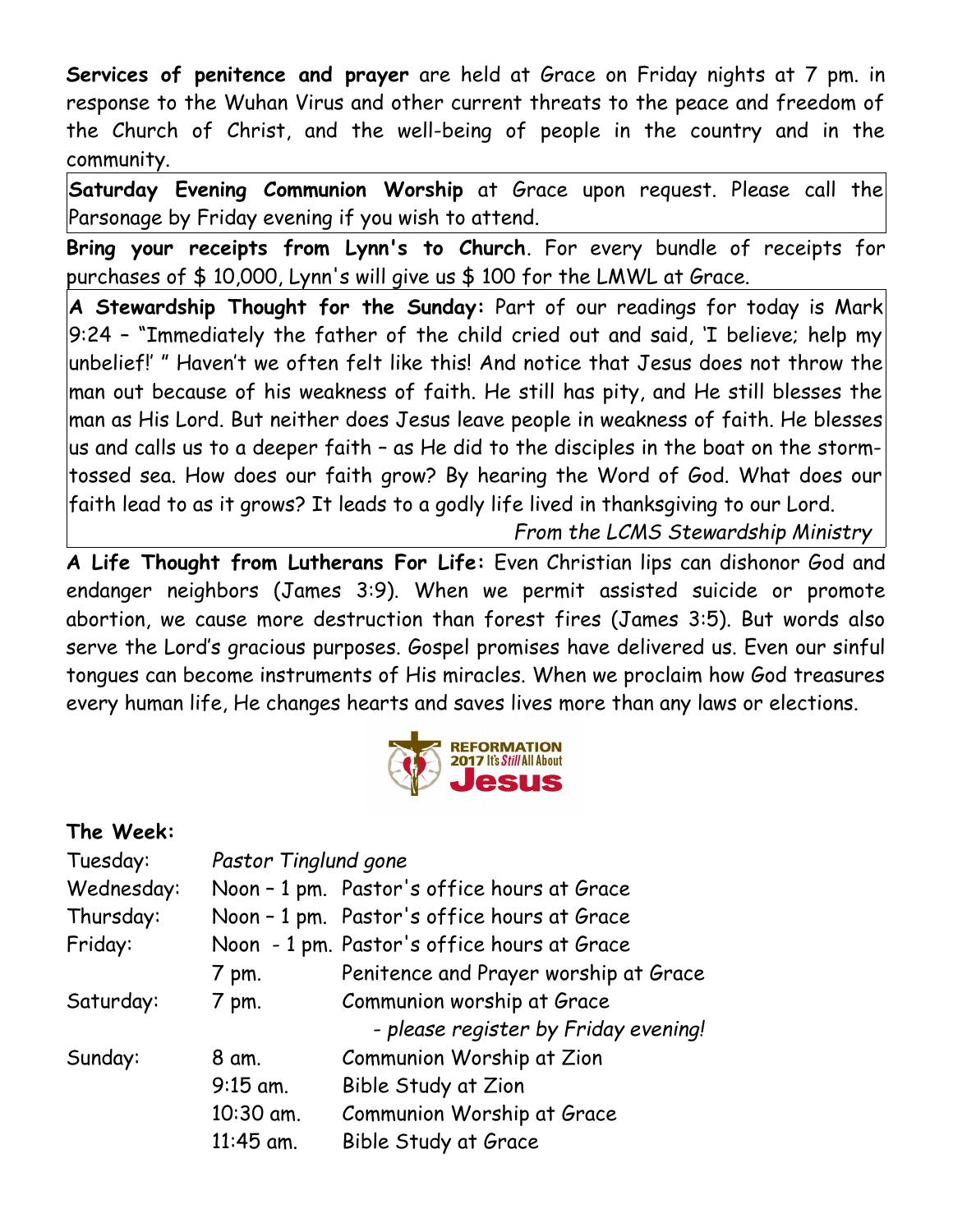**Services of penitence and prayer** are held at Grace on Friday nights at 7 pm. in response to the Wuhan Virus and other current threats to the peace and freedom of the Church of Christ, and the well-being of people in the country and in the community.

**Saturday Evening Communion Worship** at Grace upon request. Please call the Parsonage by Friday evening if you wish to attend.

**Bring your receipts from Lynn's to Church**. For every bundle of receipts for purchases of $ 10,000, Lynn's will give us $ 100 for the LMWL at Grace.

**A Stewardship Thought for the Sunday:** Part of our readings for today is Mark 9:24 – "Immediately the father of the child cried out and said, 'I believe; help my unbelief!' " Haven't we often felt like this! And notice that Jesus does not throw the man out because of his weakness of faith. He still has pity, and He still blesses the man as His Lord. But neither does Jesus leave people in weakness of faith. He blesses us and calls us to a deeper faith – as He did to the disciples in the boat on the storm-tossed sea. How does our faith grow? By hearing the Word of God. What does our faith lead to as it grows? It leads to a godly life lived in thanksgiving to our Lord.

*From the LCMS Stewardship Ministry*

**A Life Thought from Lutherans For Life:** Even Christian lips can dishonor God and endanger neighbors (James 3:9). When we permit assisted suicide or promote abortion, we cause more destruction than forest fires (James 3:5). But words also serve the Lord's gracious purposes. Gospel promises have delivered us. Even our sinful tongues can become instruments of His miracles. When we proclaim how God treasures every human life, He changes hearts and saves lives more than any laws or elections.

REFORMATION 2017 It's *Still* All About Jesus

**The Week:**

| | | |
|---|---|---|
| Tuesday: | *Pastor Tinglund gone* | |
| Wednesday: | Noon – 1 pm. | Pastor's office hours at Grace |
| Thursday: | Noon – 1 pm. | Pastor's office hours at Grace |
| Friday: | Noon - 1 pm. | Pastor's office hours at Grace |
| | 7 pm. | Penitence and Prayer worship at Grace |
| Saturday: | 7 pm. | Communion worship at Grace *- please register by Friday evening!* |
| Sunday: | 8 am. | Communion Worship at Zion |
| | 9:15 am. | Bible Study at Zion |
| | 10:30 am. | Communion Worship at Grace |
| | 11:45 am. | Bible Study at Grace |